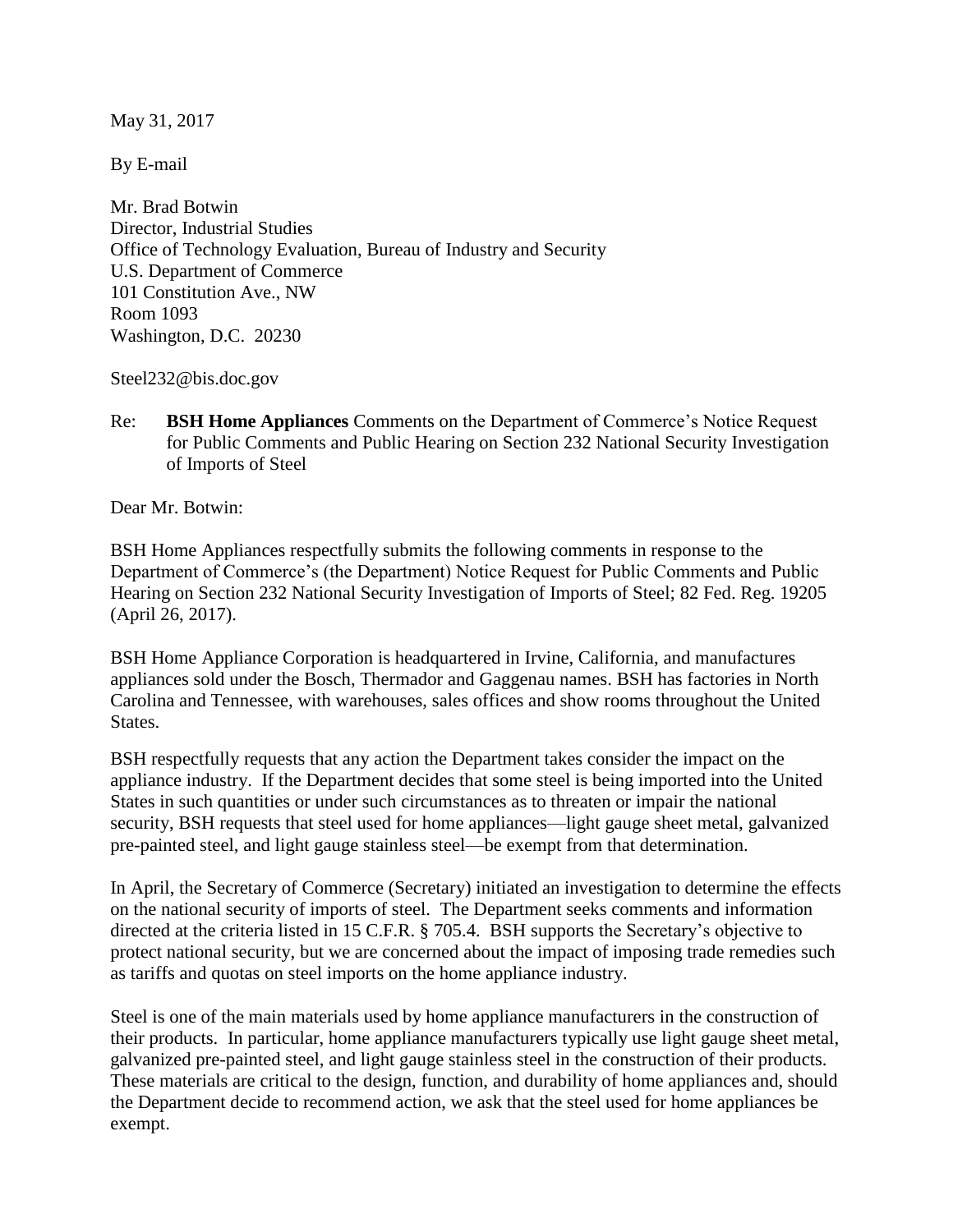May 31, 2017

By E-mail

Mr. Brad Botwin
Director, Industrial Studies
Office of Technology Evaluation, Bureau of Industry and Security
U.S. Department of Commerce
101 Constitution Ave., NW
Room 1093
Washington, D.C. 20230

Steel232@bis.doc.gov

Re: **BSH Home Appliances** Comments on the Department of Commerce's Notice Request for Public Comments and Public Hearing on Section 232 National Security Investigation of Imports of Steel

Dear Mr. Botwin:

BSH Home Appliances respectfully submits the following comments in response to the Department of Commerce's (the Department) Notice Request for Public Comments and Public Hearing on Section 232 National Security Investigation of Imports of Steel; 82 Fed. Reg. 19205 (April 26, 2017).

BSH Home Appliance Corporation is headquartered in Irvine, California, and manufactures appliances sold under the Bosch, Thermador and Gaggenau names. BSH has factories in North Carolina and Tennessee, with warehouses, sales offices and show rooms throughout the United States.

BSH respectfully requests that any action the Department takes consider the impact on the appliance industry. If the Department decides that some steel is being imported into the United States in such quantities or under such circumstances as to threaten or impair the national security, BSH requests that steel used for home appliances—light gauge sheet metal, galvanized pre-painted steel, and light gauge stainless steel—be exempt from that determination.

In April, the Secretary of Commerce (Secretary) initiated an investigation to determine the effects on the national security of imports of steel. The Department seeks comments and information directed at the criteria listed in 15 C.F.R. § 705.4. BSH supports the Secretary's objective to protect national security, but we are concerned about the impact of imposing trade remedies such as tariffs and quotas on steel imports on the home appliance industry.

Steel is one of the main materials used by home appliance manufacturers in the construction of their products. In particular, home appliance manufacturers typically use light gauge sheet metal, galvanized pre-painted steel, and light gauge stainless steel in the construction of their products. These materials are critical to the design, function, and durability of home appliances and, should the Department decide to recommend action, we ask that the steel used for home appliances be exempt.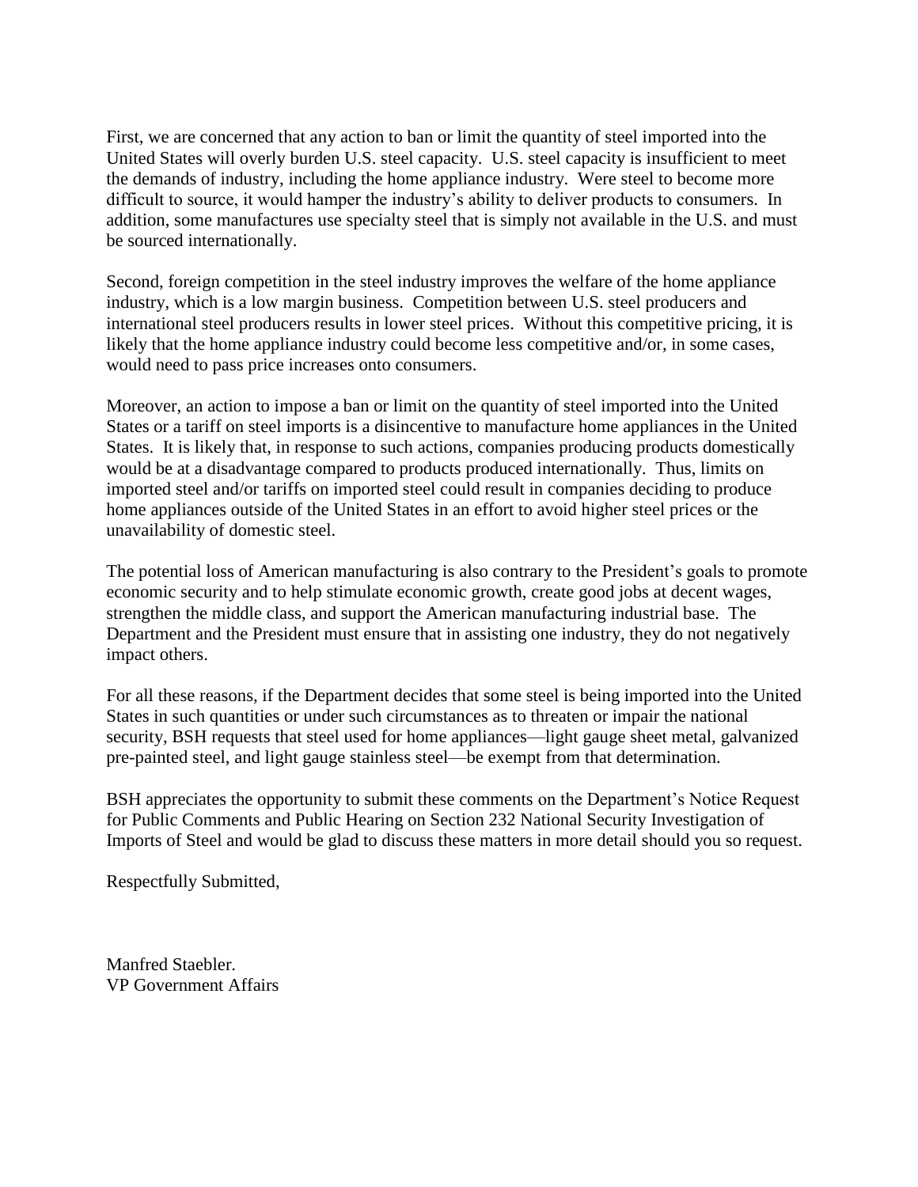First, we are concerned that any action to ban or limit the quantity of steel imported into the United States will overly burden U.S. steel capacity. U.S. steel capacity is insufficient to meet the demands of industry, including the home appliance industry. Were steel to become more difficult to source, it would hamper the industry's ability to deliver products to consumers. In addition, some manufactures use specialty steel that is simply not available in the U.S. and must be sourced internationally.

Second, foreign competition in the steel industry improves the welfare of the home appliance industry, which is a low margin business. Competition between U.S. steel producers and international steel producers results in lower steel prices. Without this competitive pricing, it is likely that the home appliance industry could become less competitive and/or, in some cases, would need to pass price increases onto consumers.

Moreover, an action to impose a ban or limit on the quantity of steel imported into the United States or a tariff on steel imports is a disincentive to manufacture home appliances in the United States. It is likely that, in response to such actions, companies producing products domestically would be at a disadvantage compared to products produced internationally. Thus, limits on imported steel and/or tariffs on imported steel could result in companies deciding to produce home appliances outside of the United States in an effort to avoid higher steel prices or the unavailability of domestic steel.

The potential loss of American manufacturing is also contrary to the President's goals to promote economic security and to help stimulate economic growth, create good jobs at decent wages, strengthen the middle class, and support the American manufacturing industrial base. The Department and the President must ensure that in assisting one industry, they do not negatively impact others.

For all these reasons, if the Department decides that some steel is being imported into the United States in such quantities or under such circumstances as to threaten or impair the national security, BSH requests that steel used for home appliances—light gauge sheet metal, galvanized pre-painted steel, and light gauge stainless steel—be exempt from that determination.

BSH appreciates the opportunity to submit these comments on the Department's Notice Request for Public Comments and Public Hearing on Section 232 National Security Investigation of Imports of Steel and would be glad to discuss these matters in more detail should you so request.

Respectfully Submitted,

Manfred Staebler.
VP Government Affairs